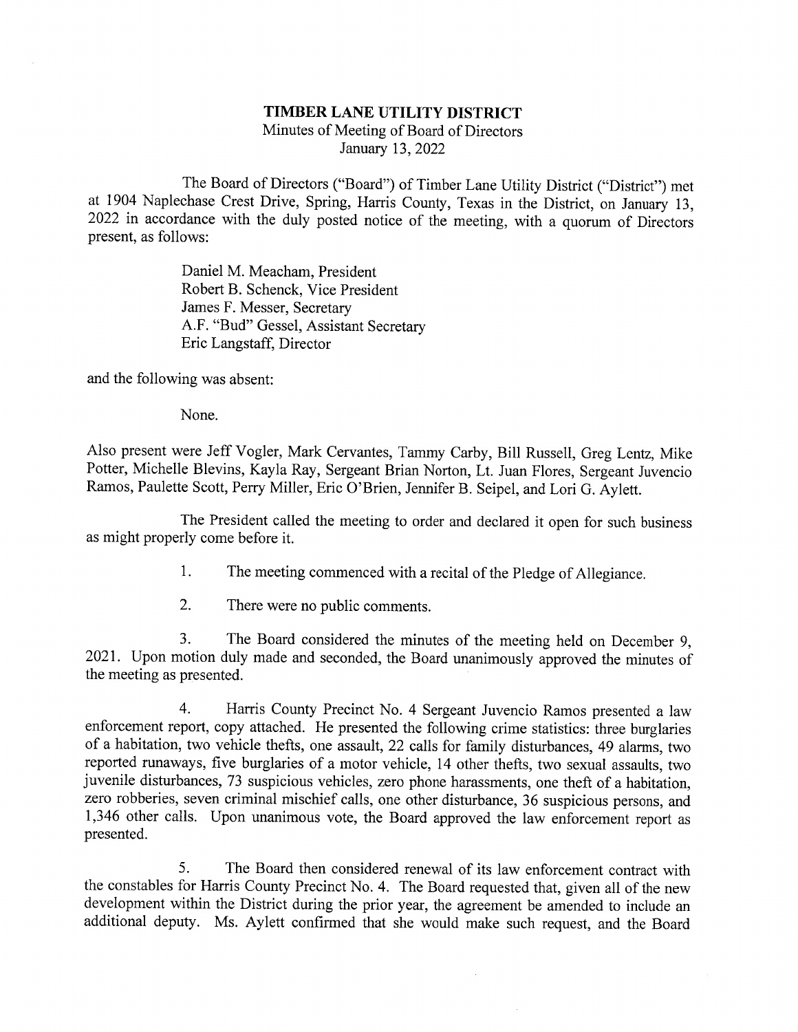**TIMBER LANE UTILITY DISTRICT**
Minutes of Meeting of Board of Directors
January 13, 2022

The Board of Directors ("Board") of Timber Lane Utility District ("District") met at 1904 Naplechase Crest Drive, Spring, Harris County, Texas in the District, on January 13, 2022 in accordance with the duly posted notice of the meeting, with a quorum of Directors present, as follows:

Daniel M. Meacham, President
Robert B. Schenck, Vice President
James F. Messer, Secretary
A.F. "Bud" Gessel, Assistant Secretary
Eric Langstaff, Director

and the following was absent:

None.

Also present were Jeff Vogler, Mark Cervantes, Tammy Carby, Bill Russell, Greg Lentz, Mike Potter, Michelle Blevins, Kayla Ray, Sergeant Brian Norton, Lt. Juan Flores, Sergeant Juvencio Ramos, Paulette Scott, Perry Miller, Eric O'Brien, Jennifer B. Seipel, and Lori G. Aylett.

The President called the meeting to order and declared it open for such business as might properly come before it.

1. The meeting commenced with a recital of the Pledge of Allegiance.

2. There were no public comments.

3. The Board considered the minutes of the meeting held on December 9, 2021. Upon motion duly made and seconded, the Board unanimously approved the minutes of the meeting as presented.

4. Harris County Precinct No. 4 Sergeant Juvencio Ramos presented a law enforcement report, copy attached. He presented the following crime statistics: three burglaries of a habitation, two vehicle thefts, one assault, 22 calls for family disturbances, 49 alarms, two reported runaways, five burglaries of a motor vehicle, 14 other thefts, two sexual assaults, two juvenile disturbances, 73 suspicious vehicles, zero phone harassments, one theft of a habitation, zero robberies, seven criminal mischief calls, one other disturbance, 36 suspicious persons, and 1,346 other calls. Upon unanimous vote, the Board approved the law enforcement report as presented.

5. The Board then considered renewal of its law enforcement contract with the constables for Harris County Precinct No. 4. The Board requested that, given all of the new development within the District during the prior year, the agreement be amended to include an additional deputy. Ms. Aylett confirmed that she would make such request, and the Board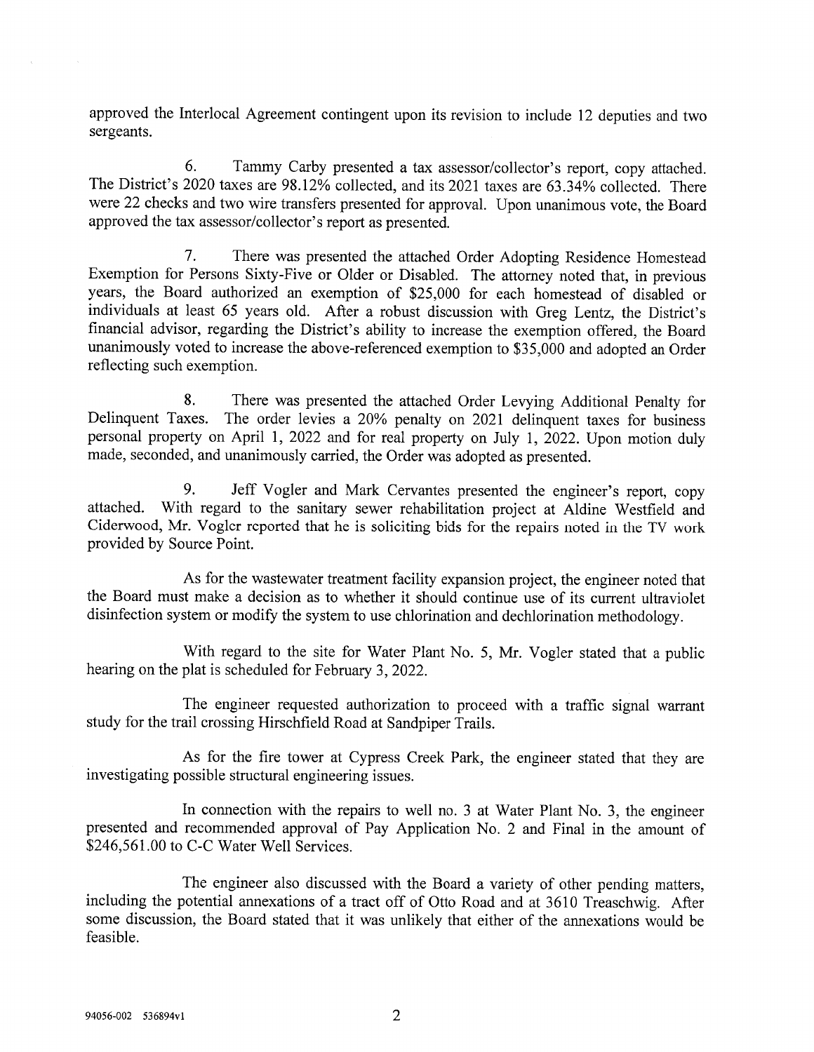approved the Interlocal Agreement contingent upon its revision to include 12 deputies and two sergeants.

6. Tammy Carby presented a tax assessor/collector's report, copy attached. The District's 2020 taxes are 98.12% collected, and its 2021 taxes are 63.34% collected. There were 22 checks and two wire transfers presented for approval. Upon unanimous vote, the Board approved the tax assessor/collector's report as presented.

7. There was presented the attached Order Adopting Residence Homestead Exemption for Persons Sixty-Five or Older or Disabled. The attorney noted that, in previous years, the Board authorized an exemption of $25,000 for each homestead of disabled or individuals at least 65 years old. After a robust discussion with Greg Lentz, the District's financial advisor, regarding the District's ability to increase the exemption offered, the Board unanimously voted to increase the above-referenced exemption to $35,000 and adopted an Order reflecting such exemption.

8. There was presented the attached Order Levying Additional Penalty for Delinquent Taxes. The order levies a 20% penalty on 2021 delinquent taxes for business personal property on April 1, 2022 and for real property on July 1, 2022. Upon motion duly made, seconded, and unanimously carried, the Order was adopted as presented.

9. Jeff Vogler and Mark Cervantes presented the engineer's report, copy attached. With regard to the sanitary sewer rehabilitation project at Aldine Westfield and Ciderwood, Mr. Vogler reported that he is soliciting bids for the repairs noted in the TV work provided by Source Point.

As for the wastewater treatment facility expansion project, the engineer noted that the Board must make a decision as to whether it should continue use of its current ultraviolet disinfection system or modify the system to use chlorination and dechlorination methodology.

With regard to the site for Water Plant No. 5, Mr. Vogler stated that a public hearing on the plat is scheduled for February 3, 2022.

The engineer requested authorization to proceed with a traffic signal warrant study for the trail crossing Hirschfield Road at Sandpiper Trails.

As for the fire tower at Cypress Creek Park, the engineer stated that they are investigating possible structural engineering issues.

In connection with the repairs to well no. 3 at Water Plant No. 3, the engineer presented and recommended approval of Pay Application No. 2 and Final in the amount of $246,561.00 to C-C Water Well Services.

The engineer also discussed with the Board a variety of other pending matters, including the potential annexations of a tract off of Otto Road and at 3610 Treaschwig. After some discussion, the Board stated that it was unlikely that either of the annexations would be feasible.

94056-002 536894v1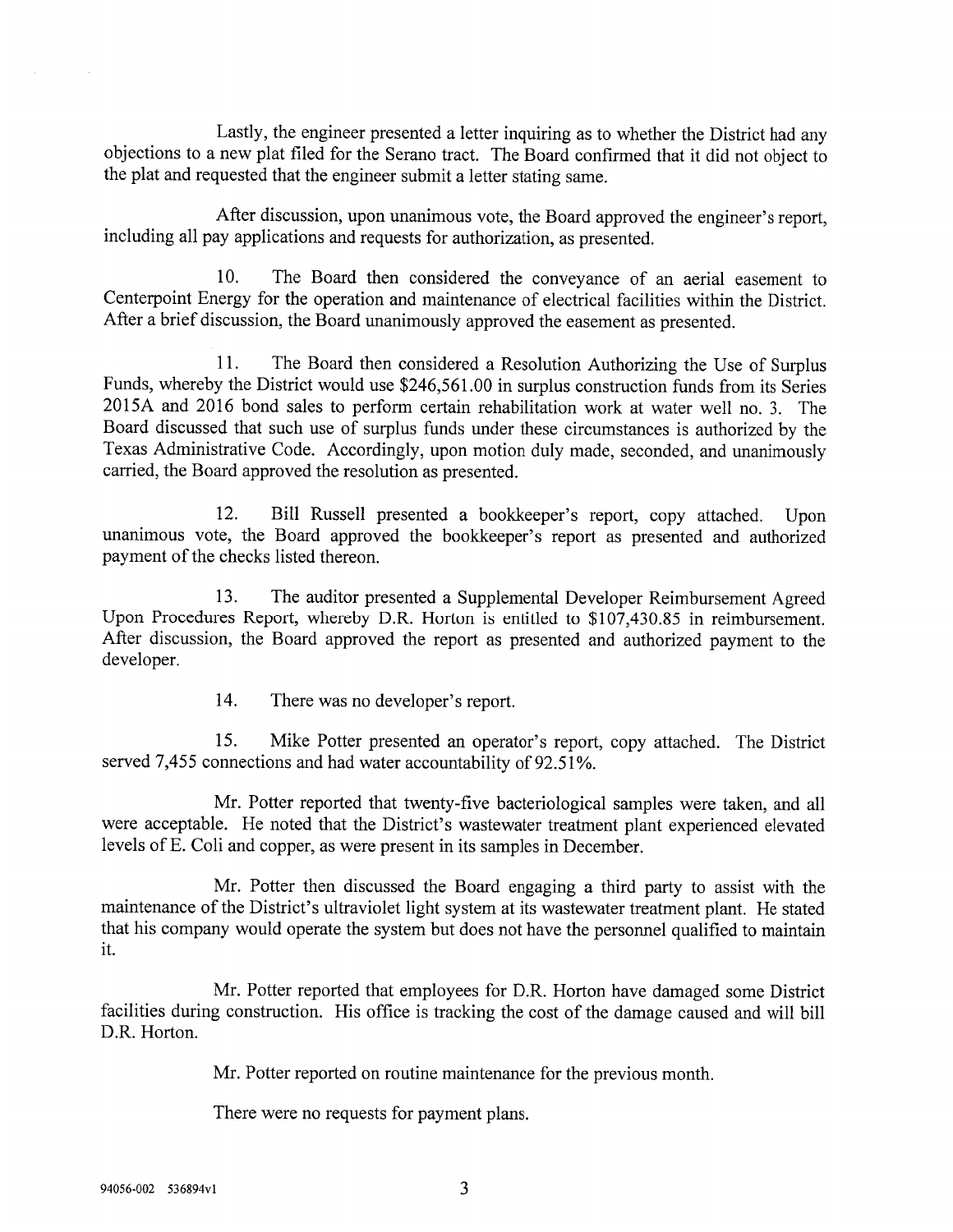Lastly, the engineer presented a letter inquiring as to whether the District had any objections to a new plat filed for the Serano tract. The Board confirmed that it did not object to the plat and requested that the engineer submit a letter stating same.

After discussion, upon unanimous vote, the Board approved the engineer's report, including all pay applications and requests for authorization, as presented.

10. The Board then considered the conveyance of an aerial easement to Centerpoint Energy for the operation and maintenance of electrical facilities within the District. After a brief discussion, the Board unanimously approved the easement as presented.

11. The Board then considered a Resolution Authorizing the Use of Surplus Funds, whereby the District would use $246,561.00 in surplus construction funds from its Series 2015A and 2016 bond sales to perform certain rehabilitation work at water well no. 3. The Board discussed that such use of surplus funds under these circumstances is authorized by the Texas Administrative Code. Accordingly, upon motion duly made, seconded, and unanimously carried, the Board approved the resolution as presented.

12. Bill Russell presented a bookkeeper's report, copy attached. Upon unanimous vote, the Board approved the bookkeeper's report as presented and authorized payment of the checks listed thereon.

13. The auditor presented a Supplemental Developer Reimbursement Agreed Upon Procedures Report, whereby D.R. Horton is entitled to $107,430.85 in reimbursement. After discussion, the Board approved the report as presented and authorized payment to the developer.

14. There was no developer's report.

15. Mike Potter presented an operator's report, copy attached. The District served 7,455 connections and had water accountability of 92.51%.

Mr. Potter reported that twenty-five bacteriological samples were taken, and all were acceptable. He noted that the District's wastewater treatment plant experienced elevated levels of E. Coli and copper, as were present in its samples in December.

Mr. Potter then discussed the Board engaging a third party to assist with the maintenance of the District's ultraviolet light system at its wastewater treatment plant. He stated that his company would operate the system but does not have the personnel qualified to maintain it.

Mr. Potter reported that employees for D.R. Horton have damaged some District facilities during construction. His office is tracking the cost of the damage caused and will bill D.R. Horton.

Mr. Potter reported on routine maintenance for the previous month.

There were no requests for payment plans.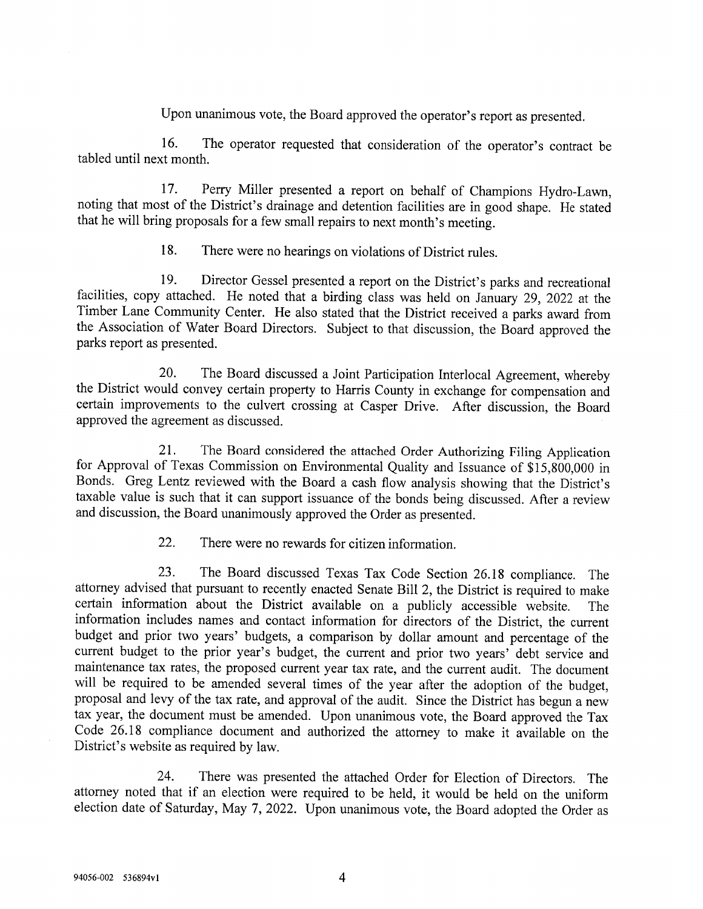Upon unanimous vote, the Board approved the operator's report as presented.

16. The operator requested that consideration of the operator's contract be tabled until next month.

17. Perry Miller presented a report on behalf of Champions Hydro-Lawn, noting that most of the District's drainage and detention facilities are in good shape. He stated that he will bring proposals for a few small repairs to next month's meeting.

18. There were no hearings on violations of District rules.

19. Director Gessel presented a report on the District's parks and recreational facilities, copy attached. He noted that a birding class was held on January 29, 2022 at the Timber Lane Community Center. He also stated that the District received a parks award from the Association of Water Board Directors. Subject to that discussion, the Board approved the parks report as presented.

20. The Board discussed a Joint Participation Interlocal Agreement, whereby the District would convey certain property to Harris County in exchange for compensation and certain improvements to the culvert crossing at Casper Drive. After discussion, the Board approved the agreement as discussed.

21. The Board considered the attached Order Authorizing Filing Application for Approval of Texas Commission on Environmental Quality and Issuance of $15,800,000 in Bonds. Greg Lentz reviewed with the Board a cash flow analysis showing that the District's taxable value is such that it can support issuance of the bonds being discussed. After a review and discussion, the Board unanimously approved the Order as presented.

22. There were no rewards for citizen information.

23. The Board discussed Texas Tax Code Section 26.18 compliance. The attorney advised that pursuant to recently enacted Senate Bill 2, the District is required to make certain information about the District available on a publicly accessible website. The information includes names and contact information for directors of the District, the current budget and prior two years' budgets, a comparison by dollar amount and percentage of the current budget to the prior year's budget, the current and prior two years' debt service and maintenance tax rates, the proposed current year tax rate, and the current audit. The document will be required to be amended several times of the year after the adoption of the budget, proposal and levy of the tax rate, and approval of the audit. Since the District has begun a new tax year, the document must be amended. Upon unanimous vote, the Board approved the Tax Code 26.18 compliance document and authorized the attorney to make it available on the District's website as required by law.

24. There was presented the attached Order for Election of Directors. The attorney noted that if an election were required to be held, it would be held on the uniform election date of Saturday, May 7, 2022. Upon unanimous vote, the Board adopted the Order as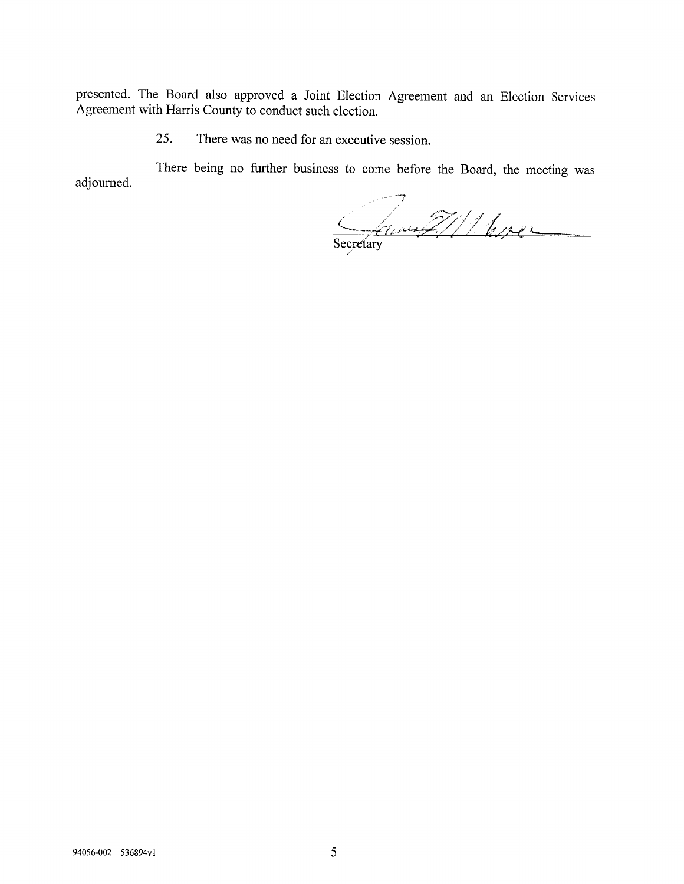presented. The Board also approved a Joint Election Agreement and an Election Services Agreement with Harris County to conduct such election.

25. There was no need for an executive session.

There being no further business to come before the Board, the meeting was adjourned.

Secretary

94056-002 536894v1